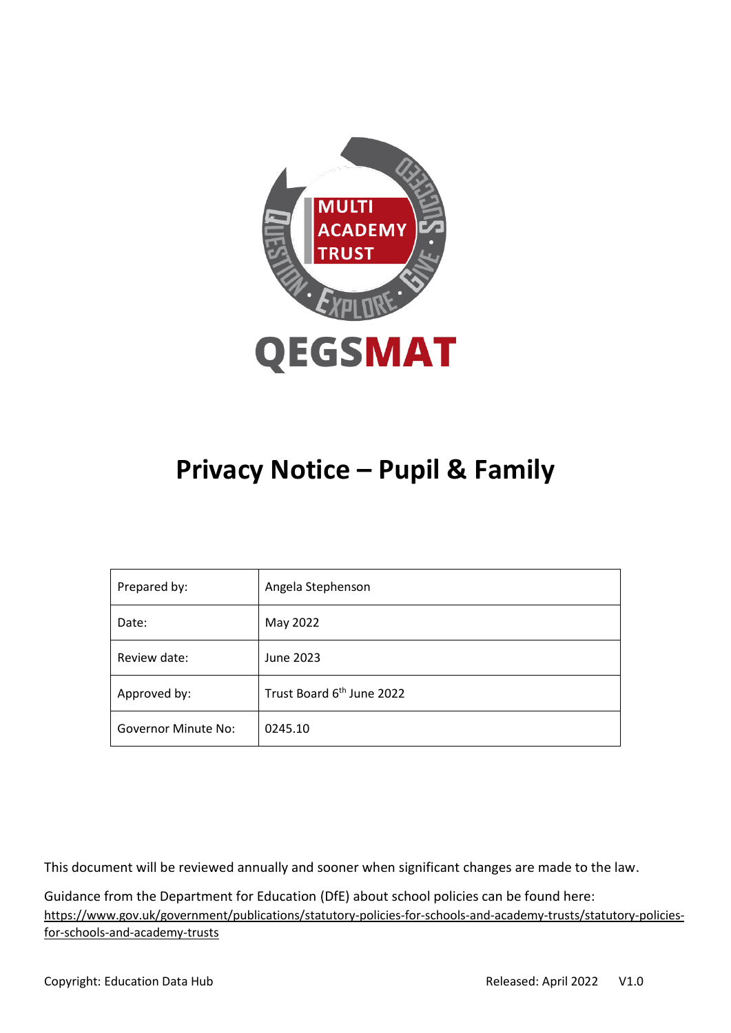# Privacy Notice – Pupil & Family

| Prepared by: | Angela Stephenson |
|---|---|
| Date: | May 2022 |
| Review date: | June 2023 |
| Approved by: | Trust Board 6th June 2022 |
| Governor Minute No: | 0245.10 |

This document will be reviewed annually and sooner when significant changes are made to the law.

Guidance from the Department for Education (DfE) about school policies can be found here: https://www.gov.uk/government/publications/statutory-policies-for-schools-and-academy-trusts/statutory-policies-for-schools-and-academy-trusts

Copyright: Education Data Hub Released: April 2022 V1.0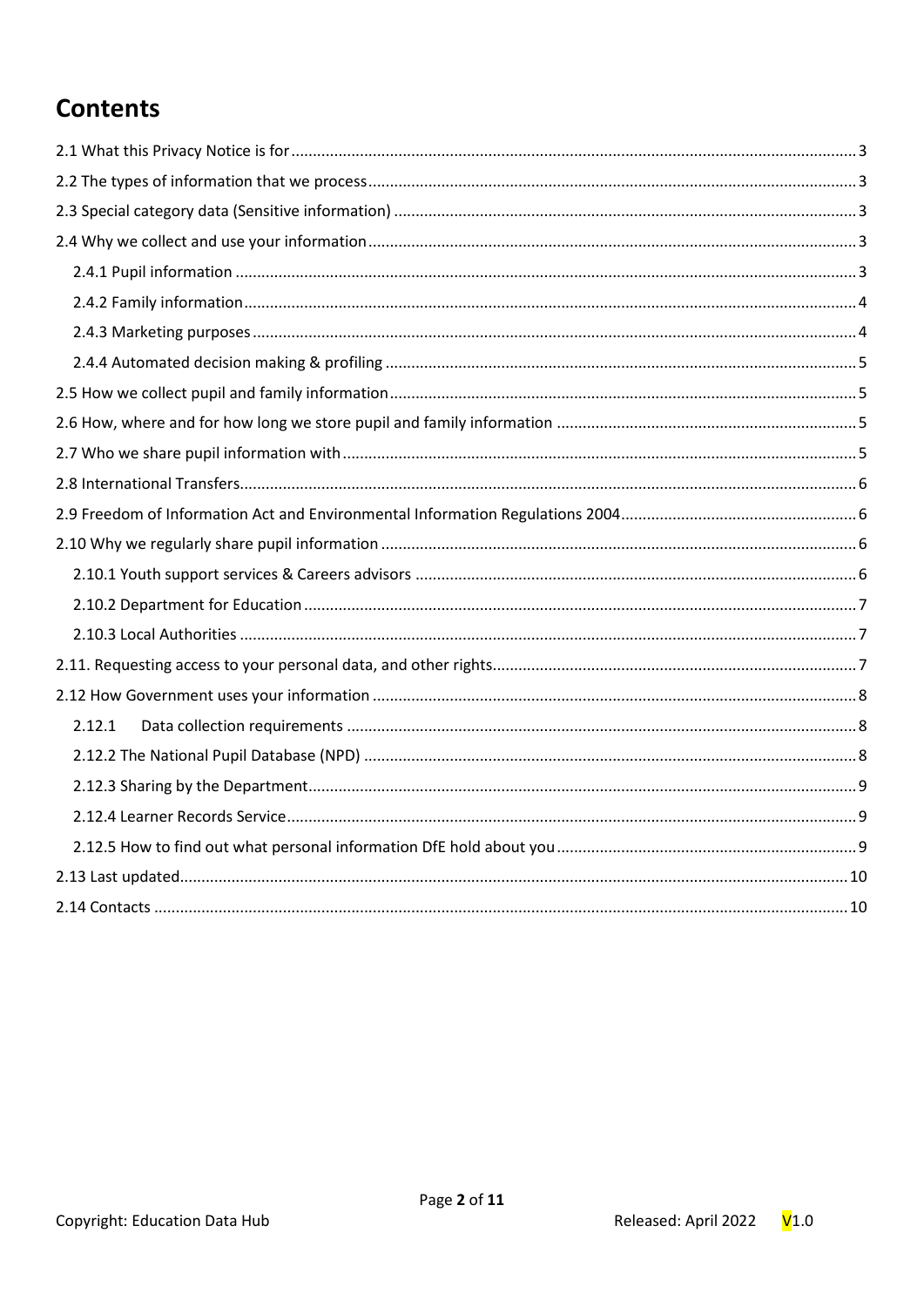# Contents

- 2.1 What this Privacy Notice is for ... 3
- 2.2 The types of information that we process ... 3
- 2.3 Special category data (Sensitive information) ... 3
- 2.4 Why we collect and use your information ... 3
  - 2.4.1 Pupil information ... 3
  - 2.4.2 Family information ... 4
  - 2.4.3 Marketing purposes ... 4
  - 2.4.4 Automated decision making & profiling ... 5
- 2.5 How we collect pupil and family information ... 5
- 2.6 How, where and for how long we store pupil and family information ... 5
- 2.7 Who we share pupil information with ... 5
- 2.8 International Transfers ... 6
- 2.9 Freedom of Information Act and Environmental Information Regulations 2004 ... 6
- 2.10 Why we regularly share pupil information ... 6
  - 2.10.1 Youth support services & Careers advisors ... 6
  - 2.10.2 Department for Education ... 7
  - 2.10.3 Local Authorities ... 7
- 2.11. Requesting access to your personal data, and other rights ... 7
- 2.12 How Government uses your information ... 8
  - 2.12.1 Data collection requirements ... 8
  - 2.12.2 The National Pupil Database (NPD) ... 8
  - 2.12.3 Sharing by the Department ... 9
  - 2.12.4 Learner Records Service ... 9
  - 2.12.5 How to find out what personal information DfE hold about you ... 9
- 2.13 Last updated ... 10
- 2.14 Contacts ... 10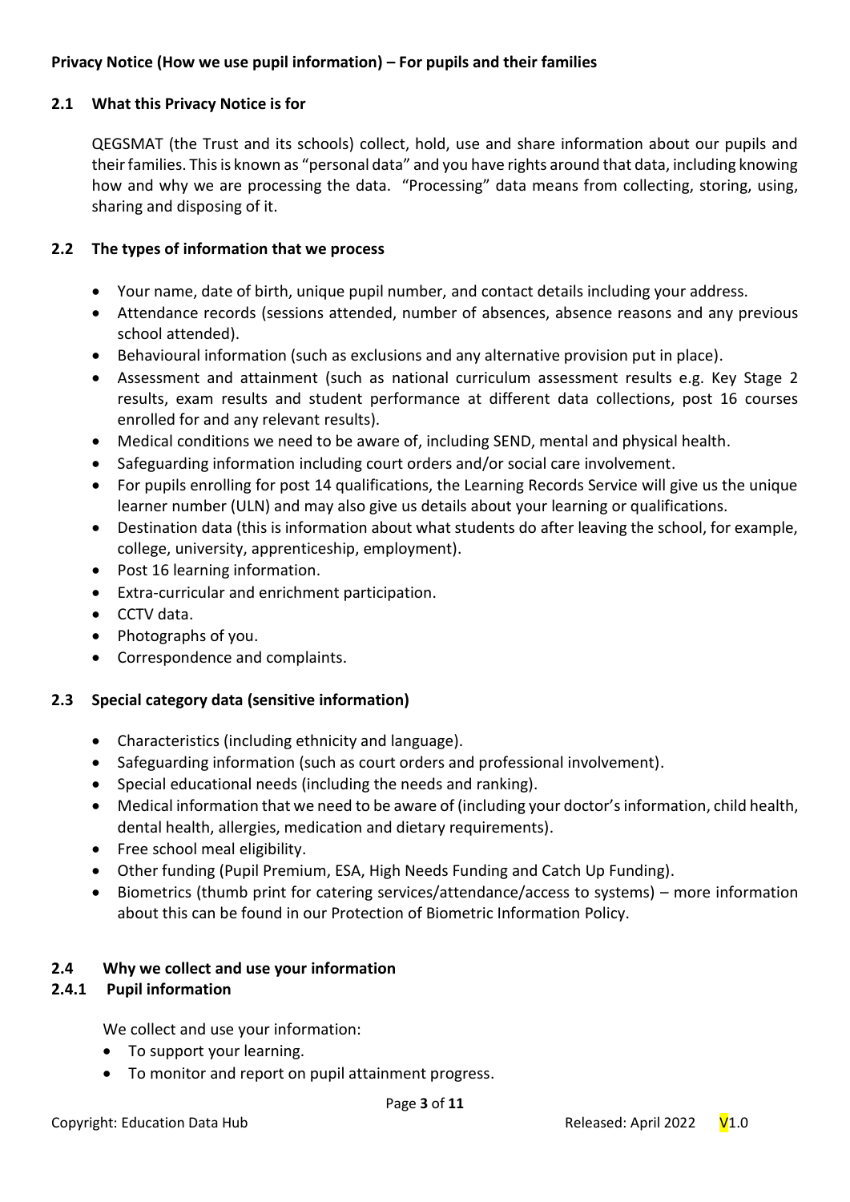**Privacy Notice (How we use pupil information) – For pupils and their families**

## 2.1 What this Privacy Notice is for

QEGSMAT (the Trust and its schools) collect, hold, use and share information about our pupils and their families. This is known as "personal data" and you have rights around that data, including knowing how and why we are processing the data. "Processing" data means from collecting, storing, using, sharing and disposing of it.

## 2.2 The types of information that we process

- Your name, date of birth, unique pupil number, and contact details including your address.
- Attendance records (sessions attended, number of absences, absence reasons and any previous school attended).
- Behavioural information (such as exclusions and any alternative provision put in place).
- Assessment and attainment (such as national curriculum assessment results e.g. Key Stage 2 results, exam results and student performance at different data collections, post 16 courses enrolled for and any relevant results).
- Medical conditions we need to be aware of, including SEND, mental and physical health.
- Safeguarding information including court orders and/or social care involvement.
- For pupils enrolling for post 14 qualifications, the Learning Records Service will give us the unique learner number (ULN) and may also give us details about your learning or qualifications.
- Destination data (this is information about what students do after leaving the school, for example, college, university, apprenticeship, employment).
- Post 16 learning information.
- Extra-curricular and enrichment participation.
- CCTV data.
- Photographs of you.
- Correspondence and complaints.

## 2.3 Special category data (sensitive information)

- Characteristics (including ethnicity and language).
- Safeguarding information (such as court orders and professional involvement).
- Special educational needs (including the needs and ranking).
- Medical information that we need to be aware of (including your doctor's information, child health, dental health, allergies, medication and dietary requirements).
- Free school meal eligibility.
- Other funding (Pupil Premium, ESA, High Needs Funding and Catch Up Funding).
- Biometrics (thumb print for catering services/attendance/access to systems) – more information about this can be found in our Protection of Biometric Information Policy.

## 2.4 Why we collect and use your information

### 2.4.1 Pupil information

We collect and use your information:

- To support your learning.
- To monitor and report on pupil attainment progress.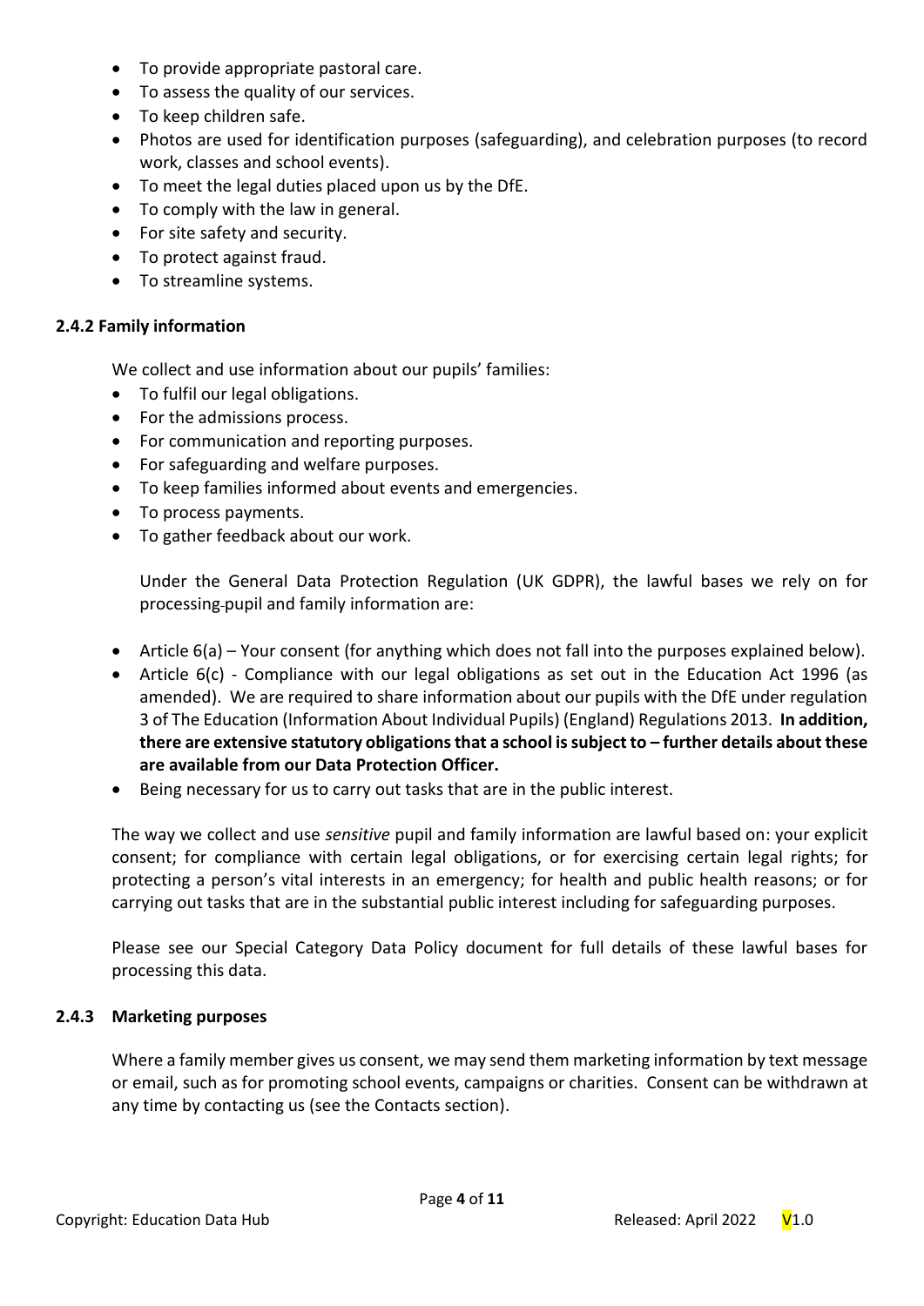- To provide appropriate pastoral care.
- To assess the quality of our services.
- To keep children safe.
- Photos are used for identification purposes (safeguarding), and celebration purposes (to record work, classes and school events).
- To meet the legal duties placed upon us by the DfE.
- To comply with the law in general.
- For site safety and security.
- To protect against fraud.
- To streamline systems.

### 2.4.2 Family information

We collect and use information about our pupils' families:

- To fulfil our legal obligations.
- For the admissions process.
- For communication and reporting purposes.
- For safeguarding and welfare purposes.
- To keep families informed about events and emergencies.
- To process payments.
- To gather feedback about our work.

Under the General Data Protection Regulation (UK GDPR), the lawful bases we rely on for processing pupil and family information are:

- Article 6(a) – Your consent (for anything which does not fall into the purposes explained below).
- Article 6(c) - Compliance with our legal obligations as set out in the Education Act 1996 (as amended). We are required to share information about our pupils with the DfE under regulation 3 of The Education (Information About Individual Pupils) (England) Regulations 2013. **In addition, there are extensive statutory obligations that a school is subject to – further details about these are available from our Data Protection Officer.**
- Being necessary for us to carry out tasks that are in the public interest.

The way we collect and use *sensitive* pupil and family information are lawful based on: your explicit consent; for compliance with certain legal obligations, or for exercising certain legal rights; for protecting a person's vital interests in an emergency; for health and public health reasons; or for carrying out tasks that are in the substantial public interest including for safeguarding purposes.

Please see our Special Category Data Policy document for full details of these lawful bases for processing this data.

### 2.4.3 Marketing purposes

Where a family member gives us consent, we may send them marketing information by text message or email, such as for promoting school events, campaigns or charities. Consent can be withdrawn at any time by contacting us (see the Contacts section).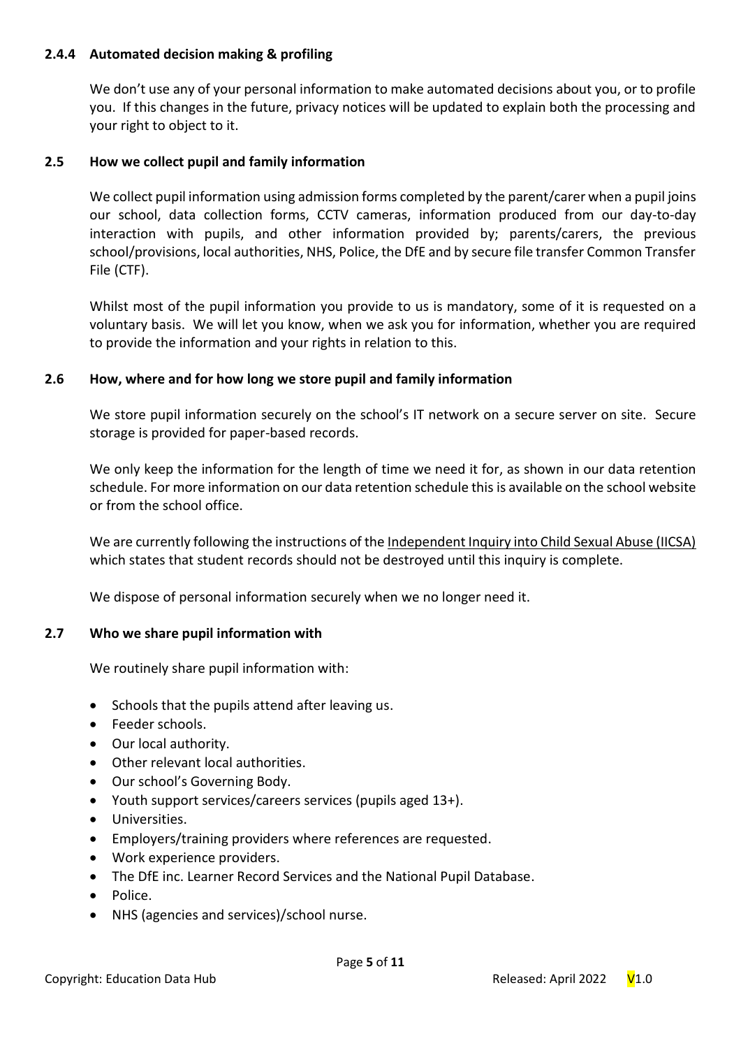#### 2.4.4 Automated decision making & profiling

We don't use any of your personal information to make automated decisions about you, or to profile you. If this changes in the future, privacy notices will be updated to explain both the processing and your right to object to it.

### 2.5 How we collect pupil and family information

We collect pupil information using admission forms completed by the parent/carer when a pupil joins our school, data collection forms, CCTV cameras, information produced from our day-to-day interaction with pupils, and other information provided by; parents/carers, the previous school/provisions, local authorities, NHS, Police, the DfE and by secure file transfer Common Transfer File (CTF).

Whilst most of the pupil information you provide to us is mandatory, some of it is requested on a voluntary basis. We will let you know, when we ask you for information, whether you are required to provide the information and your rights in relation to this.

### 2.6 How, where and for how long we store pupil and family information

We store pupil information securely on the school's IT network on a secure server on site. Secure storage is provided for paper-based records.

We only keep the information for the length of time we need it for, as shown in our data retention schedule. For more information on our data retention schedule this is available on the school website or from the school office.

We are currently following the instructions of the Independent Inquiry into Child Sexual Abuse (IICSA) which states that student records should not be destroyed until this inquiry is complete.

We dispose of personal information securely when we no longer need it.

### 2.7 Who we share pupil information with

We routinely share pupil information with:

- Schools that the pupils attend after leaving us.
- Feeder schools.
- Our local authority.
- Other relevant local authorities.
- Our school's Governing Body.
- Youth support services/careers services (pupils aged 13+).
- Universities.
- Employers/training providers where references are requested.
- Work experience providers.
- The DfE inc. Learner Record Services and the National Pupil Database.
- Police.
- NHS (agencies and services)/school nurse.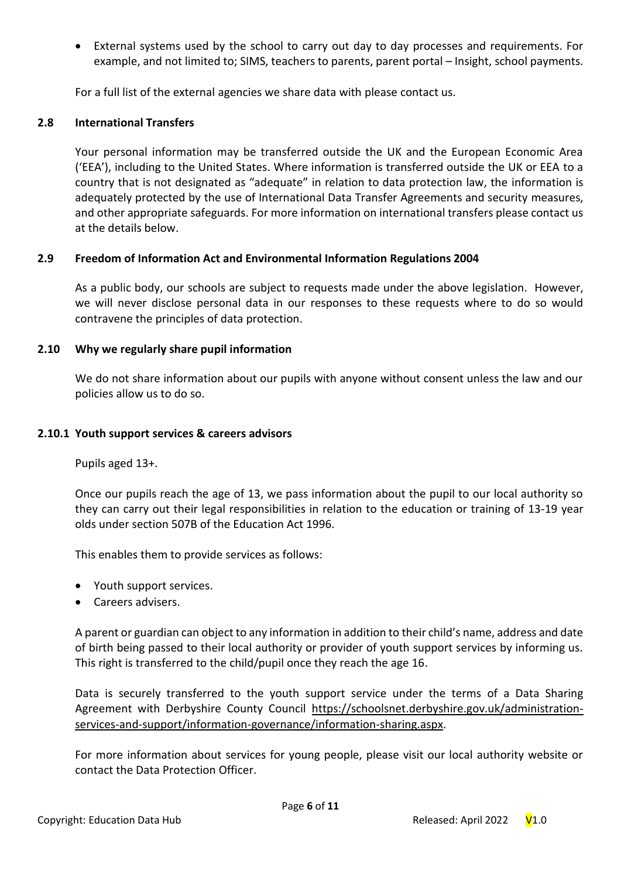- External systems used by the school to carry out day to day processes and requirements. For example, and not limited to; SIMS, teachers to parents, parent portal – Insight, school payments.

For a full list of the external agencies we share data with please contact us.

### 2.8 International Transfers

Your personal information may be transferred outside the UK and the European Economic Area ('EEA'), including to the United States. Where information is transferred outside the UK or EEA to a country that is not designated as "adequate" in relation to data protection law, the information is adequately protected by the use of International Data Transfer Agreements and security measures, and other appropriate safeguards. For more information on international transfers please contact us at the details below.

### 2.9 Freedom of Information Act and Environmental Information Regulations 2004

As a public body, our schools are subject to requests made under the above legislation. However, we will never disclose personal data in our responses to these requests where to do so would contravene the principles of data protection.

### 2.10 Why we regularly share pupil information

We do not share information about our pupils with anyone without consent unless the law and our policies allow us to do so.

#### 2.10.1 Youth support services & careers advisors

Pupils aged 13+.

Once our pupils reach the age of 13, we pass information about the pupil to our local authority so they can carry out their legal responsibilities in relation to the education or training of 13-19 year olds under section 507B of the Education Act 1996.

This enables them to provide services as follows:

- Youth support services.
- Careers advisers.

A parent or guardian can object to any information in addition to their child's name, address and date of birth being passed to their local authority or provider of youth support services by informing us. This right is transferred to the child/pupil once they reach the age 16.

Data is securely transferred to the youth support service under the terms of a Data Sharing Agreement with Derbyshire County Council https://schoolsnet.derbyshire.gov.uk/administration-services-and-support/information-governance/information-sharing.aspx.

For more information about services for young people, please visit our local authority website or contact the Data Protection Officer.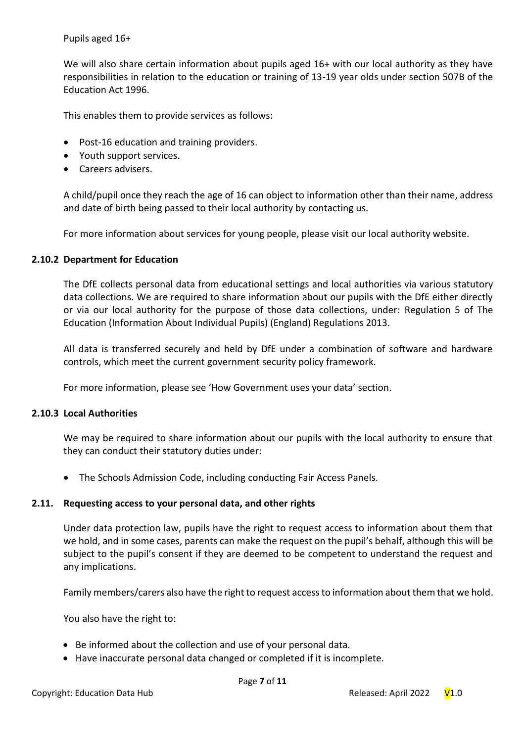Pupils aged 16+

We will also share certain information about pupils aged 16+ with our local authority as they have responsibilities in relation to the education or training of 13-19 year olds under section 507B of the Education Act 1996.

This enables them to provide services as follows:

- Post-16 education and training providers.
- Youth support services.
- Careers advisers.

A child/pupil once they reach the age of 16 can object to information other than their name, address and date of birth being passed to their local authority by contacting us.

For more information about services for young people, please visit our local authority website.

### 2.10.2 Department for Education

The DfE collects personal data from educational settings and local authorities via various statutory data collections. We are required to share information about our pupils with the DfE either directly or via our local authority for the purpose of those data collections, under: Regulation 5 of The Education (Information About Individual Pupils) (England) Regulations 2013.

All data is transferred securely and held by DfE under a combination of software and hardware controls, which meet the current government security policy framework.

For more information, please see 'How Government uses your data' section.

### 2.10.3 Local Authorities

We may be required to share information about our pupils with the local authority to ensure that they can conduct their statutory duties under:

- The Schools Admission Code, including conducting Fair Access Panels.

## 2.11. Requesting access to your personal data, and other rights

Under data protection law, pupils have the right to request access to information about them that we hold, and in some cases, parents can make the request on the pupil's behalf, although this will be subject to the pupil's consent if they are deemed to be competent to understand the request and any implications.

Family members/carers also have the right to request access to information about them that we hold.

You also have the right to:

- Be informed about the collection and use of your personal data.
- Have inaccurate personal data changed or completed if it is incomplete.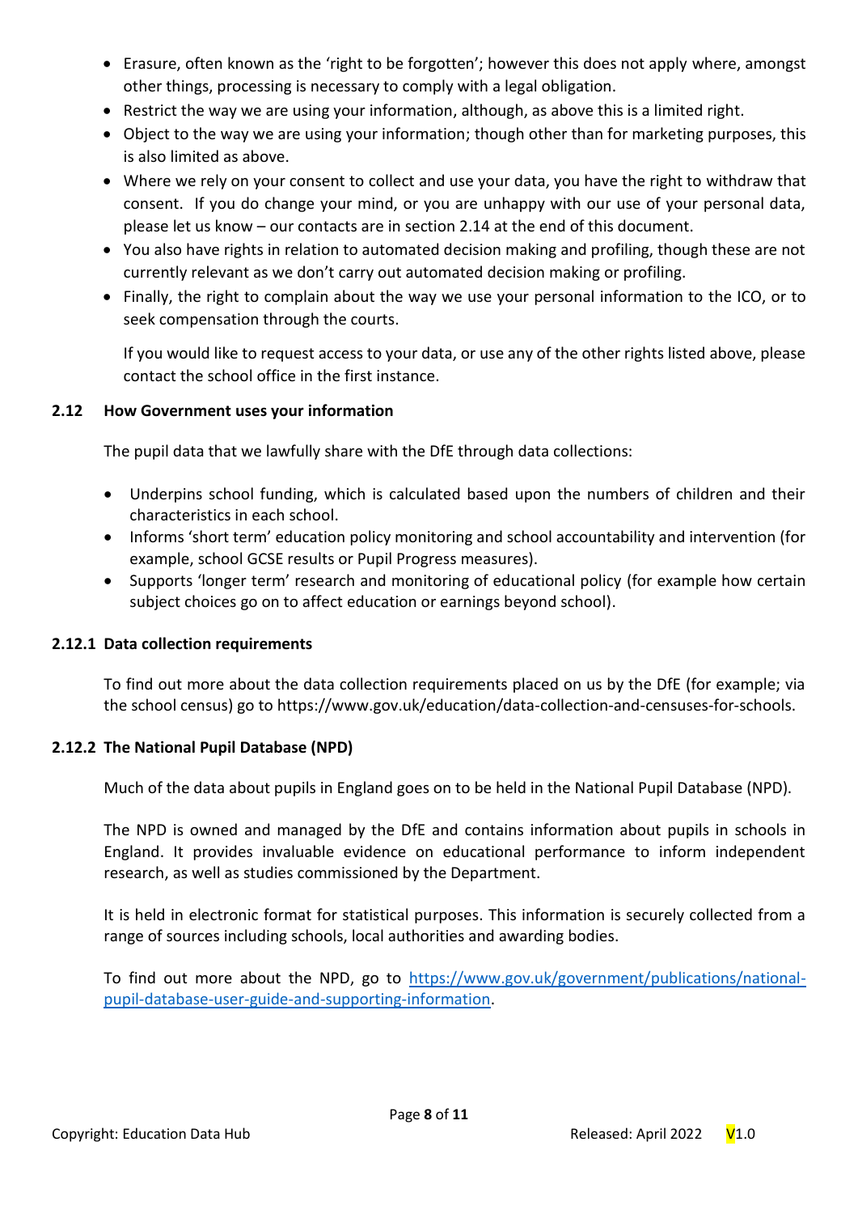- Erasure, often known as the 'right to be forgotten'; however this does not apply where, amongst other things, processing is necessary to comply with a legal obligation.
- Restrict the way we are using your information, although, as above this is a limited right.
- Object to the way we are using your information; though other than for marketing purposes, this is also limited as above.
- Where we rely on your consent to collect and use your data, you have the right to withdraw that consent. If you do change your mind, or you are unhappy with our use of your personal data, please let us know – our contacts are in section 2.14 at the end of this document.
- You also have rights in relation to automated decision making and profiling, though these are not currently relevant as we don't carry out automated decision making or profiling.
- Finally, the right to complain about the way we use your personal information to the ICO, or to seek compensation through the courts.

  If you would like to request access to your data, or use any of the other rights listed above, please contact the school office in the first instance.

### 2.12 How Government uses your information

The pupil data that we lawfully share with the DfE through data collections:

- Underpins school funding, which is calculated based upon the numbers of children and their characteristics in each school.
- Informs 'short term' education policy monitoring and school accountability and intervention (for example, school GCSE results or Pupil Progress measures).
- Supports 'longer term' research and monitoring of educational policy (for example how certain subject choices go on to affect education or earnings beyond school).

#### 2.12.1 Data collection requirements

To find out more about the data collection requirements placed on us by the DfE (for example; via the school census) go to https://www.gov.uk/education/data-collection-and-censuses-for-schools.

#### 2.12.2 The National Pupil Database (NPD)

Much of the data about pupils in England goes on to be held in the National Pupil Database (NPD).

The NPD is owned and managed by the DfE and contains information about pupils in schools in England. It provides invaluable evidence on educational performance to inform independent research, as well as studies commissioned by the Department.

It is held in electronic format for statistical purposes. This information is securely collected from a range of sources including schools, local authorities and awarding bodies.

To find out more about the NPD, go to [https://www.gov.uk/government/publications/national-pupil-database-user-guide-and-supporting-information](https://www.gov.uk/government/publications/national-pupil-database-user-guide-and-supporting-information).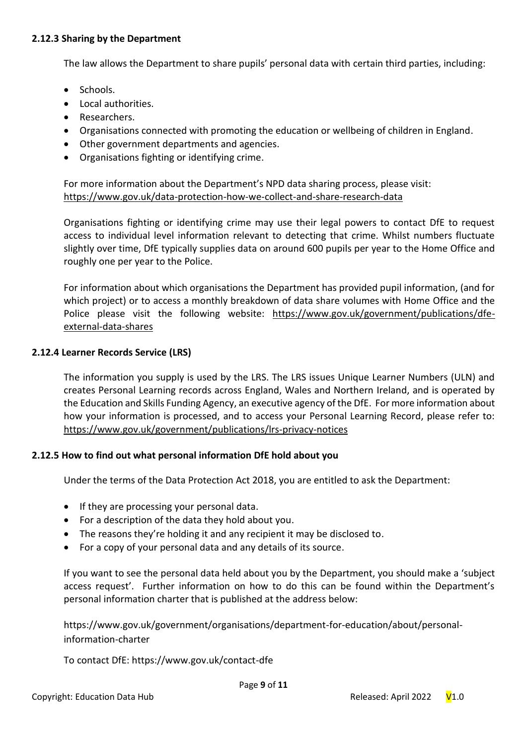### 2.12.3 Sharing by the Department

The law allows the Department to share pupils' personal data with certain third parties, including:

- Schools.
- Local authorities.
- Researchers.
- Organisations connected with promoting the education or wellbeing of children in England.
- Other government departments and agencies.
- Organisations fighting or identifying crime.

For more information about the Department's NPD data sharing process, please visit: https://www.gov.uk/data-protection-how-we-collect-and-share-research-data

Organisations fighting or identifying crime may use their legal powers to contact DfE to request access to individual level information relevant to detecting that crime. Whilst numbers fluctuate slightly over time, DfE typically supplies data on around 600 pupils per year to the Home Office and roughly one per year to the Police.

For information about which organisations the Department has provided pupil information, (and for which project) or to access a monthly breakdown of data share volumes with Home Office and the Police please visit the following website: https://www.gov.uk/government/publications/dfe-external-data-shares

### 2.12.4 Learner Records Service (LRS)

The information you supply is used by the LRS. The LRS issues Unique Learner Numbers (ULN) and creates Personal Learning records across England, Wales and Northern Ireland, and is operated by the Education and Skills Funding Agency, an executive agency of the DfE. For more information about how your information is processed, and to access your Personal Learning Record, please refer to: https://www.gov.uk/government/publications/lrs-privacy-notices

### 2.12.5 How to find out what personal information DfE hold about you

Under the terms of the Data Protection Act 2018, you are entitled to ask the Department:

- If they are processing your personal data.
- For a description of the data they hold about you.
- The reasons they're holding it and any recipient it may be disclosed to.
- For a copy of your personal data and any details of its source.

If you want to see the personal data held about you by the Department, you should make a 'subject access request'. Further information on how to do this can be found within the Department's personal information charter that is published at the address below:

https://www.gov.uk/government/organisations/department-for-education/about/personal-information-charter

To contact DfE: https://www.gov.uk/contact-dfe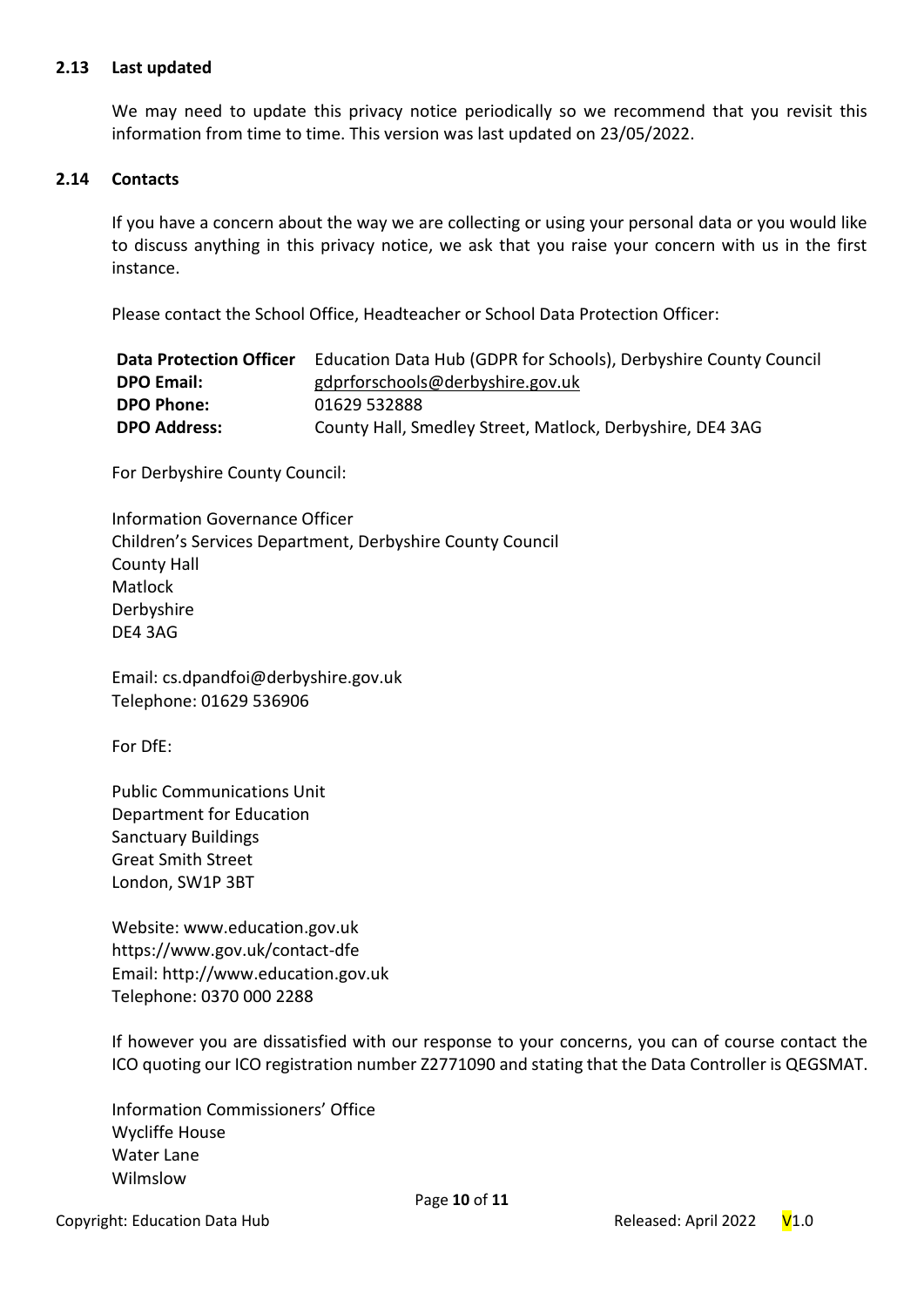### 2.13 Last updated

We may need to update this privacy notice periodically so we recommend that you revisit this information from time to time. This version was last updated on 23/05/2022.

### 2.14 Contacts

If you have a concern about the way we are collecting or using your personal data or you would like to discuss anything in this privacy notice, we ask that you raise your concern with us in the first instance.

Please contact the School Office, Headteacher or School Data Protection Officer:

| **Data Protection Officer** | Education Data Hub (GDPR for Schools), Derbyshire County Council |
|---|---|
| **DPO Email:** | gdprforschools@derbyshire.gov.uk |
| **DPO Phone:** | 01629 532888 |
| **DPO Address:** | County Hall, Smedley Street, Matlock, Derbyshire, DE4 3AG |

For Derbyshire County Council:

Information Governance Officer
Children's Services Department, Derbyshire County Council
County Hall
Matlock
Derbyshire
DE4 3AG

Email: cs.dpandfoi@derbyshire.gov.uk
Telephone: 01629 536906

For DfE:

Public Communications Unit
Department for Education
Sanctuary Buildings
Great Smith Street
London, SW1P 3BT

Website: www.education.gov.uk
https://www.gov.uk/contact-dfe
Email: http://www.education.gov.uk
Telephone: 0370 000 2288

If however you are dissatisfied with our response to your concerns, you can of course contact the ICO quoting our ICO registration number Z2771090 and stating that the Data Controller is QEGSMAT.

Information Commissioners' Office
Wycliffe House
Water Lane
Wilmslow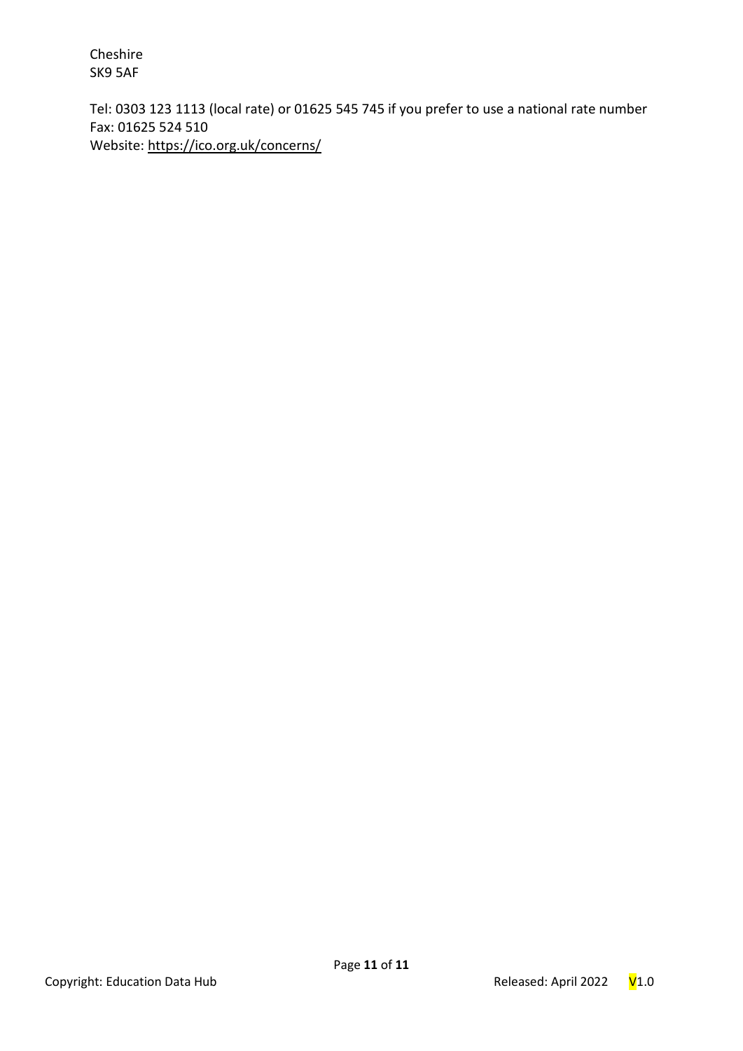Cheshire
SK9 5AF

Tel: 0303 123 1113 (local rate) or 01625 545 745 if you prefer to use a national rate number
Fax: 01625 524 510
Website: https://ico.org.uk/concerns/